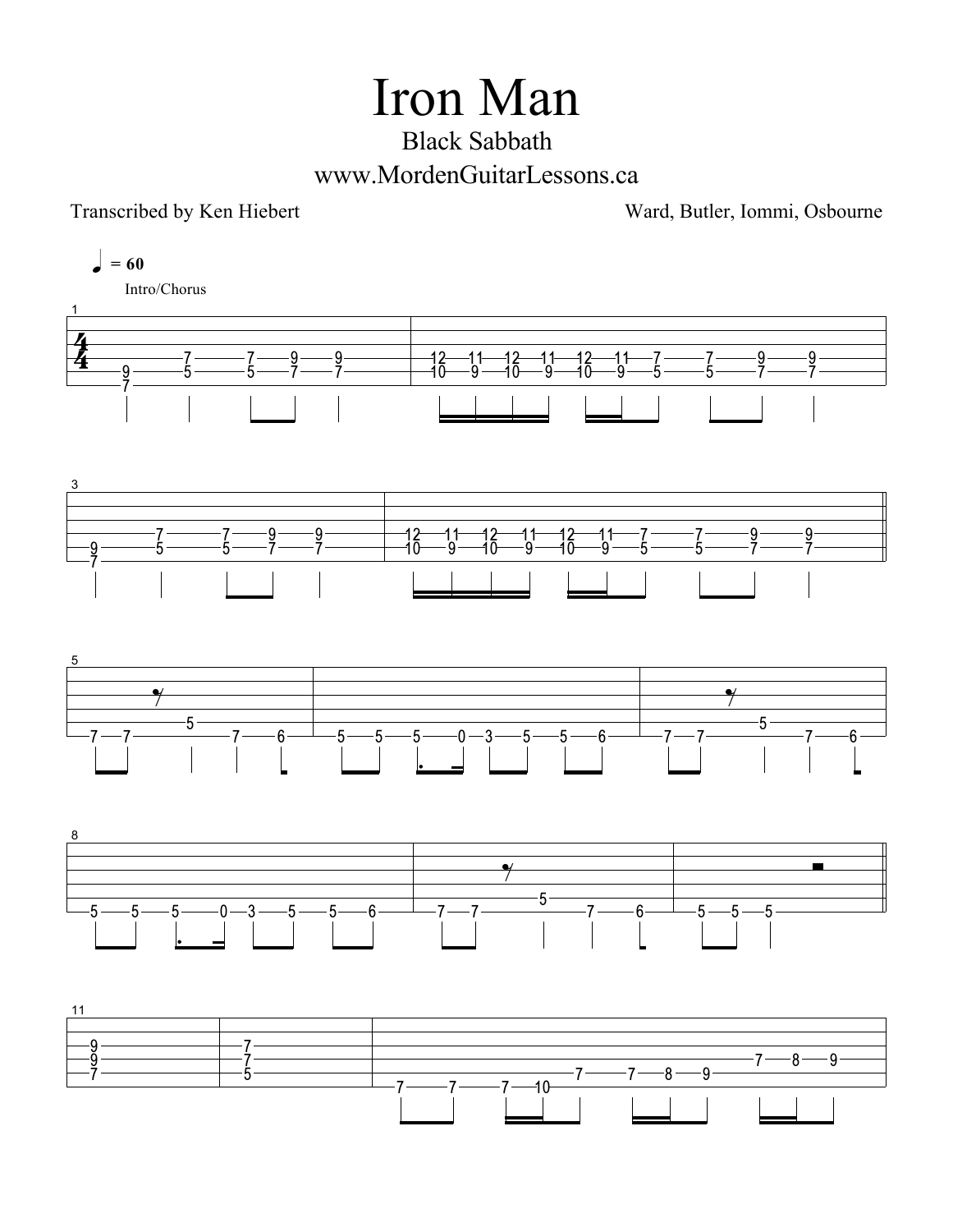# Iron Man

## Black Sabbath

www.MordenGuitarLessons.ca

Transcribed by Ken Hiebert

Ward, Butler, Iommi, Osbourne

♩ = 60

Intro/Chorus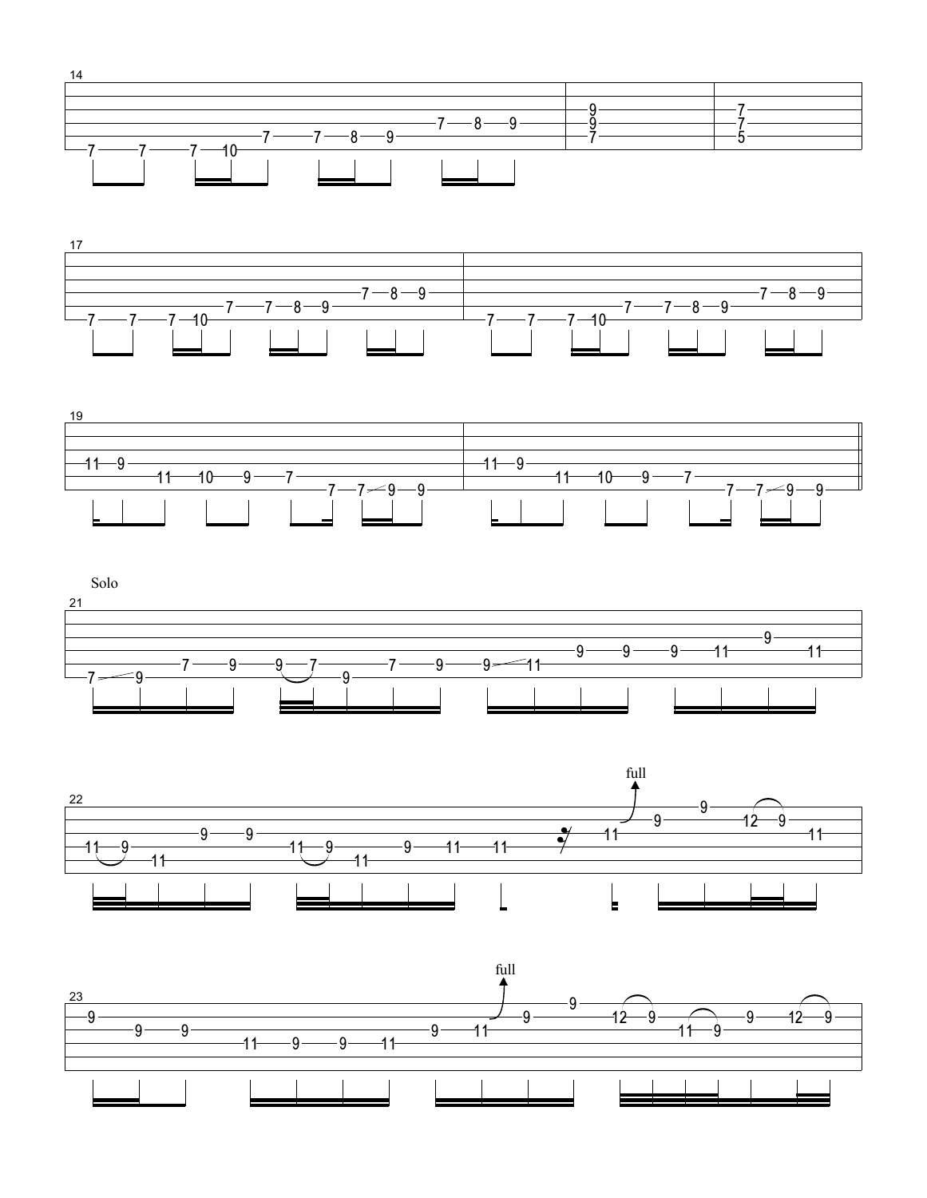Solo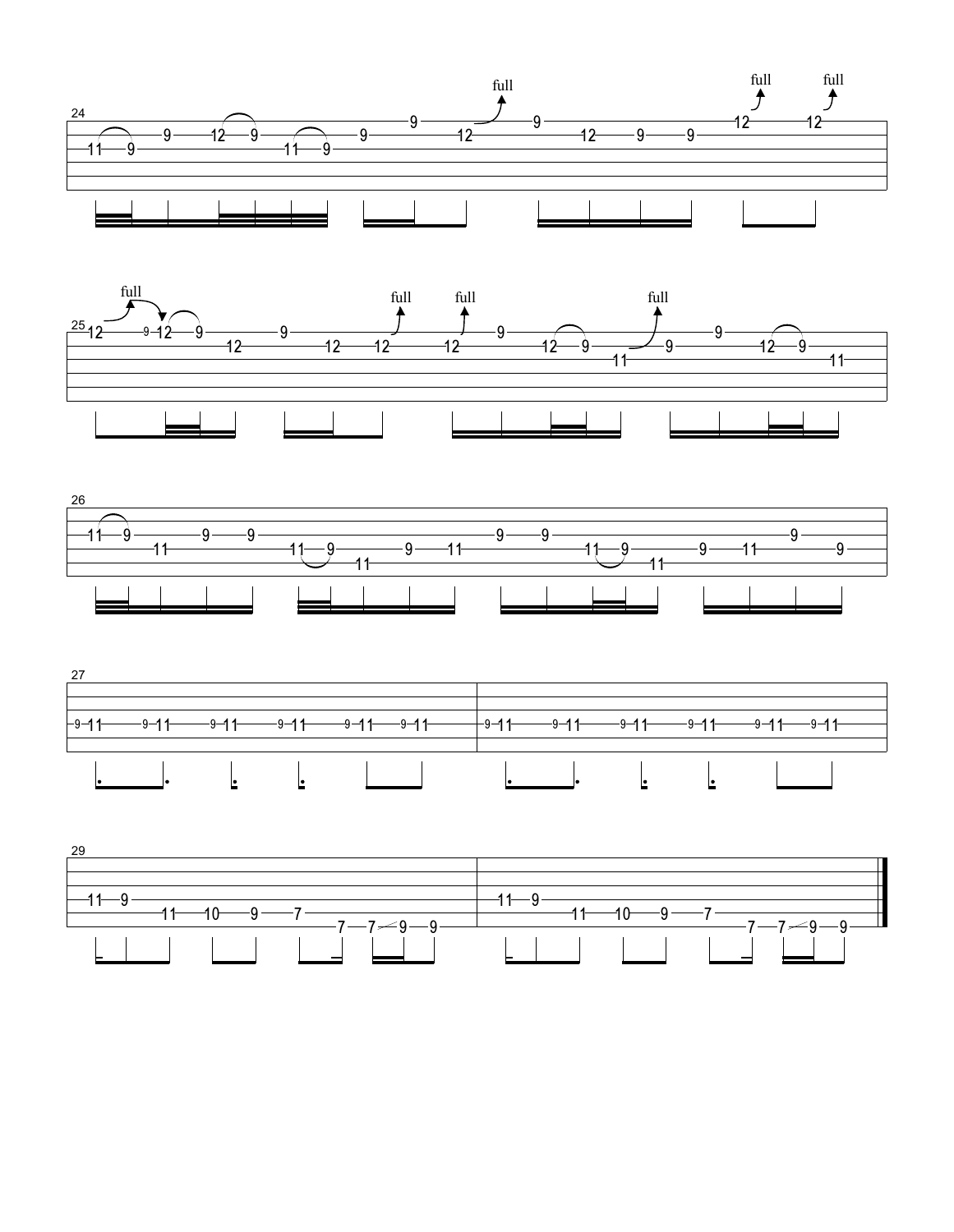24

full full full

e: 9 9 12 12

B: 9 12 9 9 12 12 9 9

G: 11 9 11 9

25

full full full full

e: 12 9 12 9 9 12 12 9 9 9

B: 12 12 12 12 12 9 9 12 9

G: 11 11

26

B: 11 9 9 9 9 9 9

G: 11 11 9 9 11 11 9 9 11 9

D: 11 11

27

G: 9 11 9 11 9 11 9 11 9 11 9 11 | 9 11 9 11 9 11 9 11 9 11 9 11

29

G: 11 9 | 11 9

D: 11 10 9 7 | 11 10 9 7

A: 7 7 9 9 | 7 7 9 9